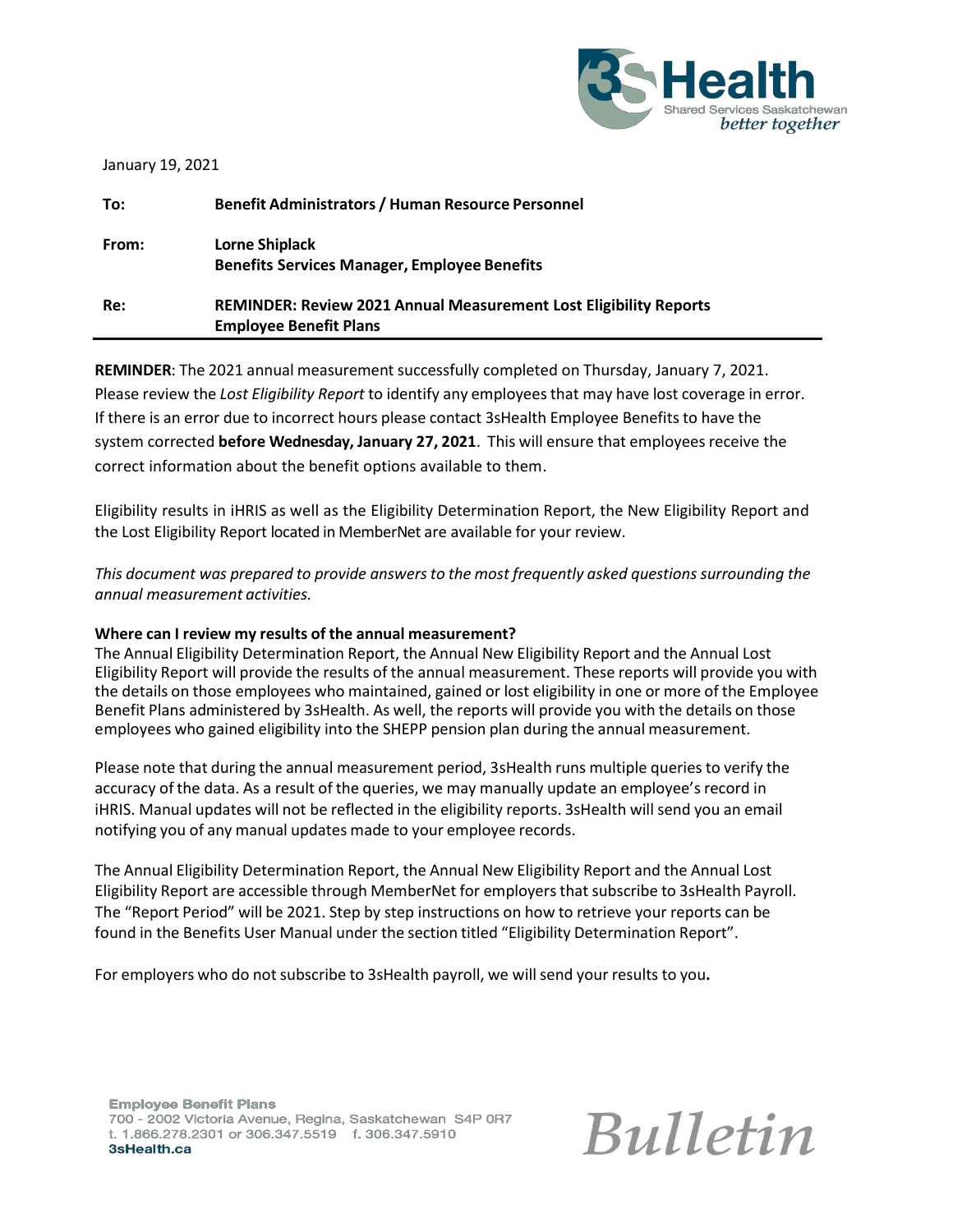January 19, 2021

| | |
|---|---|
| **To:** | **Benefit Administrators / Human Resource Personnel** |
| **From:** | **Lorne Shiplack**<br>**Benefits Services Manager, Employee Benefits** |
| **Re:** | **REMINDER: Review 2021 Annual Measurement Lost Eligibility Reports Employee Benefit Plans** |

**REMINDER**: The 2021 annual measurement successfully completed on Thursday, January 7, 2021. Please review the *Lost Eligibility Report* to identify any employees that may have lost coverage in error. If there is an error due to incorrect hours please contact 3sHealth Employee Benefits to have the system corrected **before Wednesday, January 27, 2021**. This will ensure that employees receive the correct information about the benefit options available to them.

Eligibility results in iHRIS as well as the Eligibility Determination Report, the New Eligibility Report and the Lost Eligibility Report located in MemberNet are available for your review.

*This document was prepared to provide answers to the most frequently asked questions surrounding the annual measurement activities.*

**Where can I review my results of the annual measurement?**

The Annual Eligibility Determination Report, the Annual New Eligibility Report and the Annual Lost Eligibility Report will provide the results of the annual measurement. These reports will provide you with the details on those employees who maintained, gained or lost eligibility in one or more of the Employee Benefit Plans administered by 3sHealth. As well, the reports will provide you with the details on those employees who gained eligibility into the SHEPP pension plan during the annual measurement.

Please note that during the annual measurement period, 3sHealth runs multiple queries to verify the accuracy of the data. As a result of the queries, we may manually update an employee's record in iHRIS. Manual updates will not be reflected in the eligibility reports. 3sHealth will send you an email notifying you of any manual updates made to your employee records.

The Annual Eligibility Determination Report, the Annual New Eligibility Report and the Annual Lost Eligibility Report are accessible through MemberNet for employers that subscribe to 3sHealth Payroll. The "Report Period" will be 2021. Step by step instructions on how to retrieve your reports can be found in the Benefits User Manual under the section titled "Eligibility Determination Report".

For employers who do not subscribe to 3sHealth payroll, we will send your results to you**.**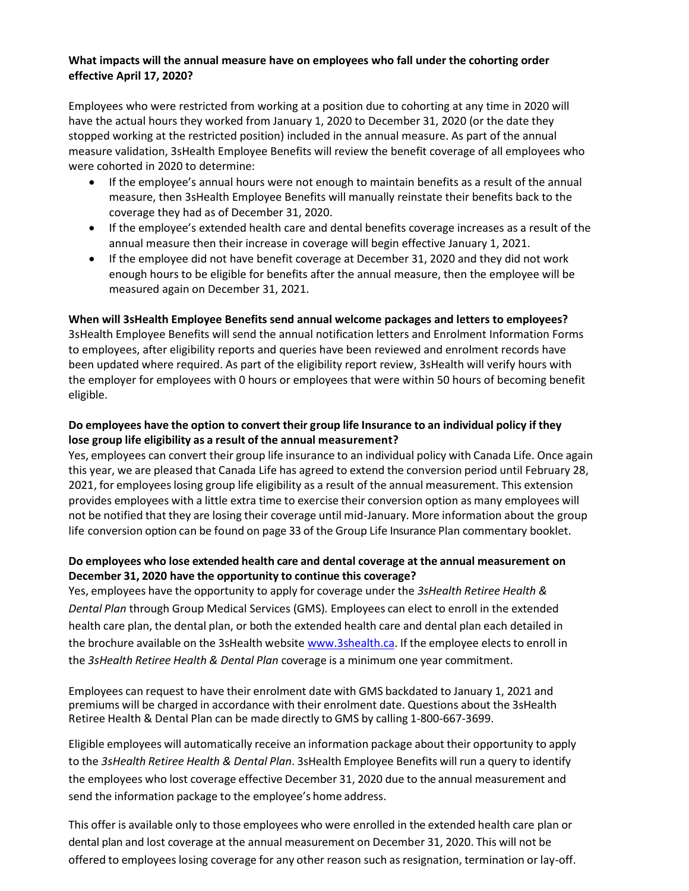**What impacts will the annual measure have on employees who fall under the cohorting order effective April 17, 2020?**

Employees who were restricted from working at a position due to cohorting at any time in 2020 will have the actual hours they worked from January 1, 2020 to December 31, 2020 (or the date they stopped working at the restricted position) included in the annual measure. As part of the annual measure validation, 3sHealth Employee Benefits will review the benefit coverage of all employees who were cohorted in 2020 to determine:

- If the employee's annual hours were not enough to maintain benefits as a result of the annual measure, then 3sHealth Employee Benefits will manually reinstate their benefits back to the coverage they had as of December 31, 2020.
- If the employee's extended health care and dental benefits coverage increases as a result of the annual measure then their increase in coverage will begin effective January 1, 2021.
- If the employee did not have benefit coverage at December 31, 2020 and they did not work enough hours to be eligible for benefits after the annual measure, then the employee will be measured again on December 31, 2021.

**When will 3sHealth Employee Benefits send annual welcome packages and letters to employees?**

3sHealth Employee Benefits will send the annual notification letters and Enrolment Information Forms to employees, after eligibility reports and queries have been reviewed and enrolment records have been updated where required. As part of the eligibility report review, 3sHealth will verify hours with the employer for employees with 0 hours or employees that were within 50 hours of becoming benefit eligible.

**Do employees have the option to convert their group life Insurance to an individual policy if they lose group life eligibility as a result of the annual measurement?**

Yes, employees can convert their group life insurance to an individual policy with Canada Life. Once again this year, we are pleased that Canada Life has agreed to extend the conversion period until February 28, 2021, for employees losing group life eligibility as a result of the annual measurement. This extension provides employees with a little extra time to exercise their conversion option as many employees will not be notified that they are losing their coverage until mid-January. More information about the group life conversion option can be found on page 33 of the Group Life Insurance Plan commentary booklet.

**Do employees who lose extended health care and dental coverage at the annual measurement on December 31, 2020 have the opportunity to continue this coverage?**

Yes, employees have the opportunity to apply for coverage under the *3sHealth Retiree Health & Dental Plan* through Group Medical Services (GMS). Employees can elect to enroll in the extended health care plan, the dental plan, or both the extended health care and dental plan each detailed in the brochure available on the 3sHealth website [www.3shealth.ca](http://www.3shealth.ca). If the employee elects to enroll in the *3sHealth Retiree Health & Dental Plan* coverage is a minimum one year commitment.

Employees can request to have their enrolment date with GMS backdated to January 1, 2021 and premiums will be charged in accordance with their enrolment date. Questions about the 3sHealth Retiree Health & Dental Plan can be made directly to GMS by calling 1-800-667-3699.

Eligible employees will automatically receive an information package about their opportunity to apply to the *3sHealth Retiree Health & Dental Plan*. 3sHealth Employee Benefits will run a query to identify the employees who lost coverage effective December 31, 2020 due to the annual measurement and send the information package to the employee's home address.

This offer is available only to those employees who were enrolled in the extended health care plan or dental plan and lost coverage at the annual measurement on December 31, 2020. This will not be offered to employees losing coverage for any other reason such as resignation, termination or lay-off.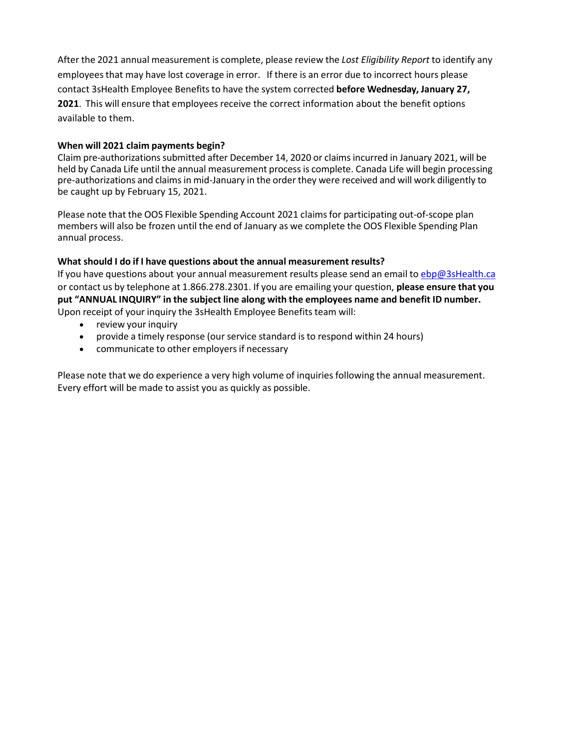After the 2021 annual measurement is complete, please review the *Lost Eligibility Report* to identify any employees that may have lost coverage in error. If there is an error due to incorrect hours please contact 3sHealth Employee Benefits to have the system corrected **before Wednesday, January 27, 2021**. This will ensure that employees receive the correct information about the benefit options available to them.

**When will 2021 claim payments begin?**

Claim pre-authorizations submitted after December 14, 2020 or claims incurred in January 2021, will be held by Canada Life until the annual measurement process is complete. Canada Life will begin processing pre-authorizations and claims in mid-January in the order they were received and will work diligently to be caught up by February 15, 2021.

Please note that the OOS Flexible Spending Account 2021 claims for participating out-of-scope plan members will also be frozen until the end of January as we complete the OOS Flexible Spending Plan annual process.

**What should I do if I have questions about the annual measurement results?**

If you have questions about your annual measurement results please send an email to ebp@3sHealth.ca or contact us by telephone at 1.866.278.2301. If you are emailing your question, **please ensure that you put "ANNUAL INQUIRY" in the subject line along with the employees name and benefit ID number.** Upon receipt of your inquiry the 3sHealth Employee Benefits team will:

- review your inquiry
- provide a timely response (our service standard is to respond within 24 hours)
- communicate to other employers if necessary

Please note that we do experience a very high volume of inquiries following the annual measurement. Every effort will be made to assist you as quickly as possible.